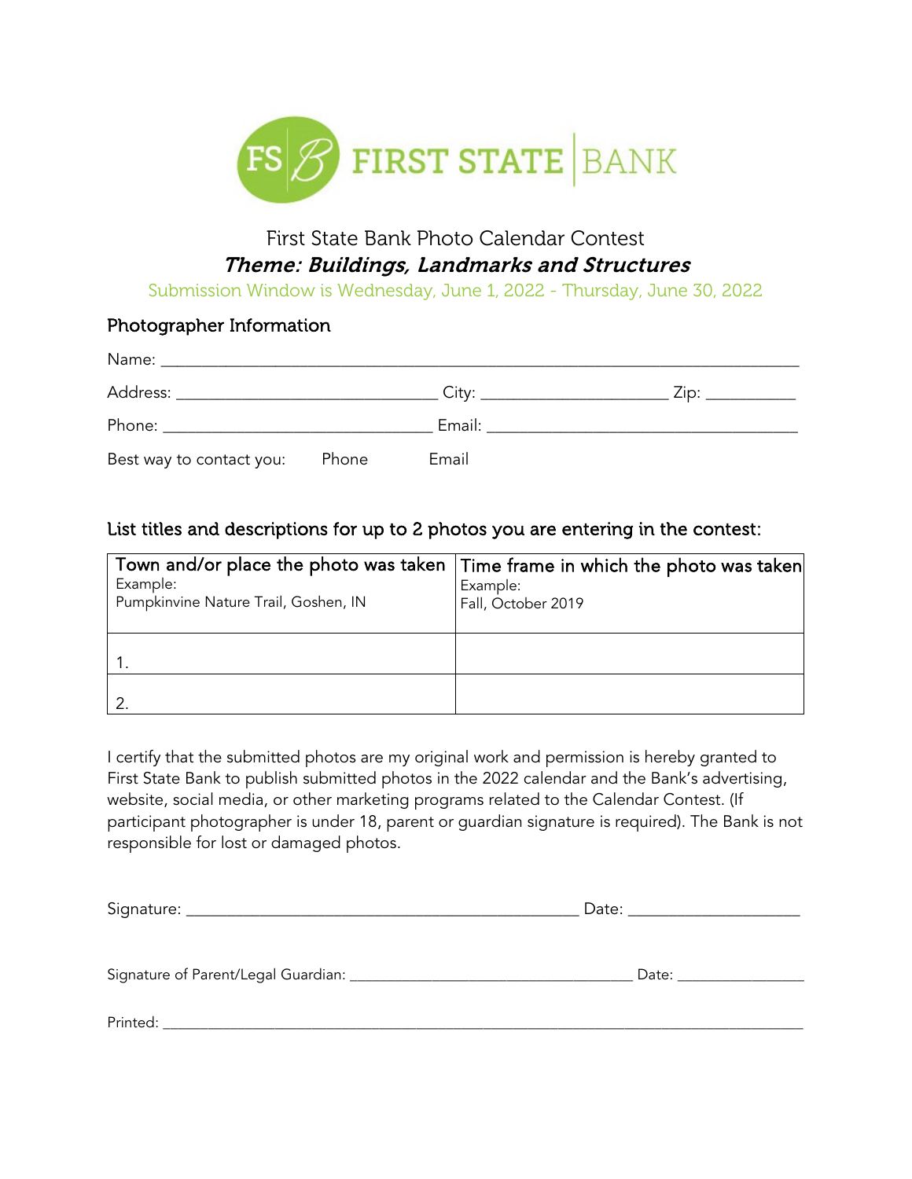FIRST STATE BANK

# First State Bank Photo Calendar Contest

## *Theme: Buildings, Landmarks and Structures*

Submission Window is Wednesday, June 1, 2022 - Thursday, June 30, 2022

### Photographer Information

Name: ______________________________________________

Address: ____________________ City: ______________ Zip: _______

Phone: ____________________ Email: ______________________

Best way to contact you: Phone Email

### List titles and descriptions for up to 2 photos you are entering in the contest:

| Town and/or place the photo was taken<br>Example:<br>Pumpkinvine Nature Trail, Goshen, IN | Time frame in which the photo was taken<br>Example:<br>Fall, October 2019 |
|---|---|
| 1. | |
| 2. | |

I certify that the submitted photos are my original work and permission is hereby granted to First State Bank to publish submitted photos in the 2022 calendar and the Bank's advertising, website, social media, or other marketing programs related to the Calendar Contest. (If participant photographer is under 18, parent or guardian signature is required). The Bank is not responsible for lost or damaged photos.

Signature: ______________________________ Date: ______________

Signature of Parent/Legal Guardian: ______________________ Date: __________

Printed: ______________________________________________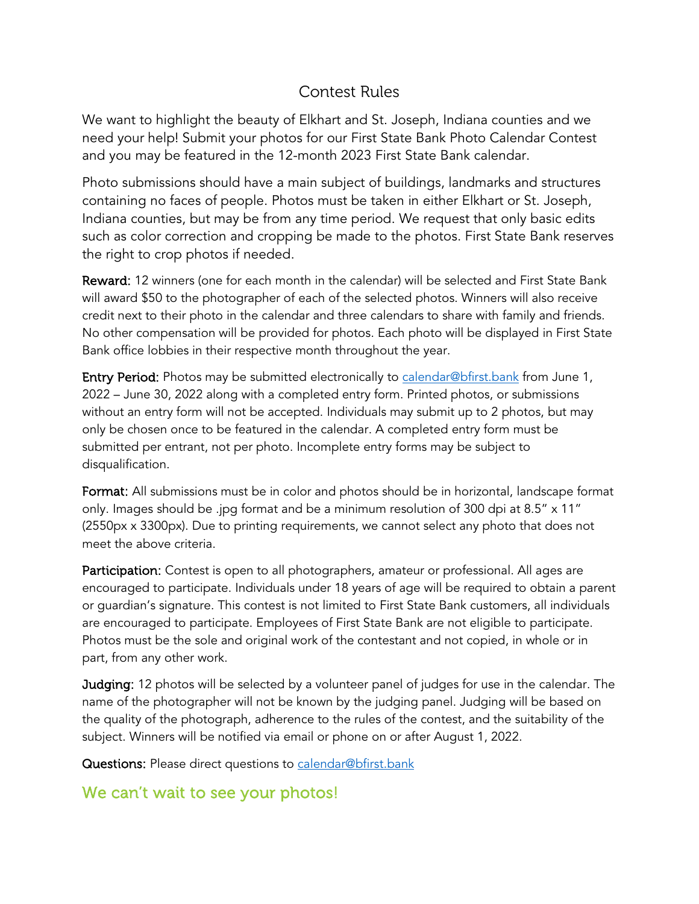# Contest Rules

We want to highlight the beauty of Elkhart and St. Joseph, Indiana counties and we need your help! Submit your photos for our First State Bank Photo Calendar Contest and you may be featured in the 12-month 2023 First State Bank calendar.

Photo submissions should have a main subject of buildings, landmarks and structures containing no faces of people. Photos must be taken in either Elkhart or St. Joseph, Indiana counties, but may be from any time period. We request that only basic edits such as color correction and cropping be made to the photos. First State Bank reserves the right to crop photos if needed.

**Reward:** 12 winners (one for each month in the calendar) will be selected and First State Bank will award $50 to the photographer of each of the selected photos. Winners will also receive credit next to their photo in the calendar and three calendars to share with family and friends. No other compensation will be provided for photos. Each photo will be displayed in First State Bank office lobbies in their respective month throughout the year.

**Entry Period:** Photos may be submitted electronically to [calendar@bfirst.bank](mailto:calendar@bfirst.bank) from June 1, 2022 – June 30, 2022 along with a completed entry form. Printed photos, or submissions without an entry form will not be accepted. Individuals may submit up to 2 photos, but may only be chosen once to be featured in the calendar. A completed entry form must be submitted per entrant, not per photo. Incomplete entry forms may be subject to disqualification.

**Format:** All submissions must be in color and photos should be in horizontal, landscape format only. Images should be .jpg format and be a minimum resolution of 300 dpi at 8.5" x 11" (2550px x 3300px). Due to printing requirements, we cannot select any photo that does not meet the above criteria.

**Participation:** Contest is open to all photographers, amateur or professional. All ages are encouraged to participate. Individuals under 18 years of age will be required to obtain a parent or guardian's signature. This contest is not limited to First State Bank customers, all individuals are encouraged to participate. Employees of First State Bank are not eligible to participate. Photos must be the sole and original work of the contestant and not copied, in whole or in part, from any other work.

**Judging:** 12 photos will be selected by a volunteer panel of judges for use in the calendar. The name of the photographer will not be known by the judging panel. Judging will be based on the quality of the photograph, adherence to the rules of the contest, and the suitability of the subject. Winners will be notified via email or phone on or after August 1, 2022.

**Questions:** Please direct questions to [calendar@bfirst.bank](mailto:calendar@bfirst.bank)

## We can't wait to see your photos!